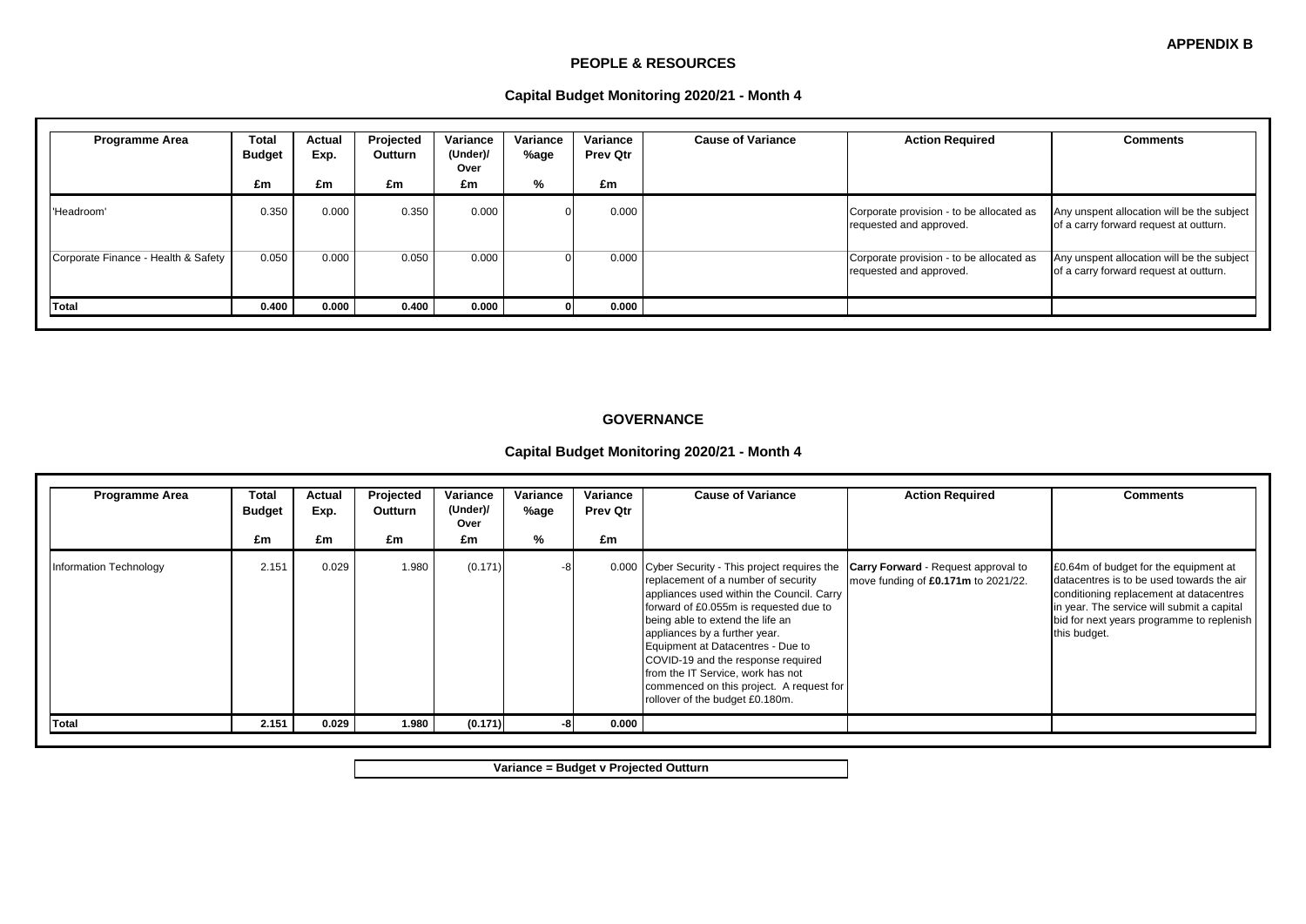**APPENDIX B**

## PEOPLE & RESOURCES

### Capital Budget Monitoring 2020/21 - Month 4

| Programme Area | Total Budget | Actual Exp. | Projected Outturn | Variance (Under)/ Over | Variance %age | Variance Prev Qtr | Cause of Variance | Action Required | Comments |
|---|---|---|---|---|---|---|---|---|---|
| | £m | £m | £m | £m | % | £m | | | |
| 'Headroom' | 0.350 | 0.000 | 0.350 | 0.000 | 0 | 0.000 | | Corporate provision - to be allocated as requested and approved. | Any unspent allocation will be the subject of a carry forward request at outturn. |
| Corporate Finance - Health & Safety | 0.050 | 0.000 | 0.050 | 0.000 | 0 | 0.000 | | Corporate provision - to be allocated as requested and approved. | Any unspent allocation will be the subject of a carry forward request at outturn. |
| **Total** | **0.400** | **0.000** | **0.400** | **0.000** | **0** | **0.000** | | | |

## GOVERNANCE

### Capital Budget Monitoring 2020/21 - Month 4

| Programme Area | Total Budget | Actual Exp. | Projected Outturn | Variance (Under)/ Over | Variance %age | Variance Prev Qtr | Cause of Variance | Action Required | Comments |
|---|---|---|---|---|---|---|---|---|---|
| | £m | £m | £m | £m | % | £m | | | |
| Information Technology | 2.151 | 0.029 | 1.980 | (0.171) | -8 | 0.000 | Cyber Security - This project requires the replacement of a number of security appliances used within the Council. Carry forward of £0.055m is requested due to being able to extend the life an appliances by a further year. Equipment at Datacentres - Due to COVID-19 and the response required from the IT Service, work has not commenced on this project. A request for rollover of the budget £0.180m. | **Carry Forward** - Request approval to move funding of **£0.171m** to 2021/22. | £0.64m of budget for the equipment at datacentres is to be used towards the air conditioning replacement at datacentres in year. The service will submit a capital bid for next years programme to replenish this budget. |
| **Total** | **2.151** | **0.029** | **1.980** | **(0.171)** | **-8** | **0.000** | | | |

**Variance = Budget v Projected Outturn**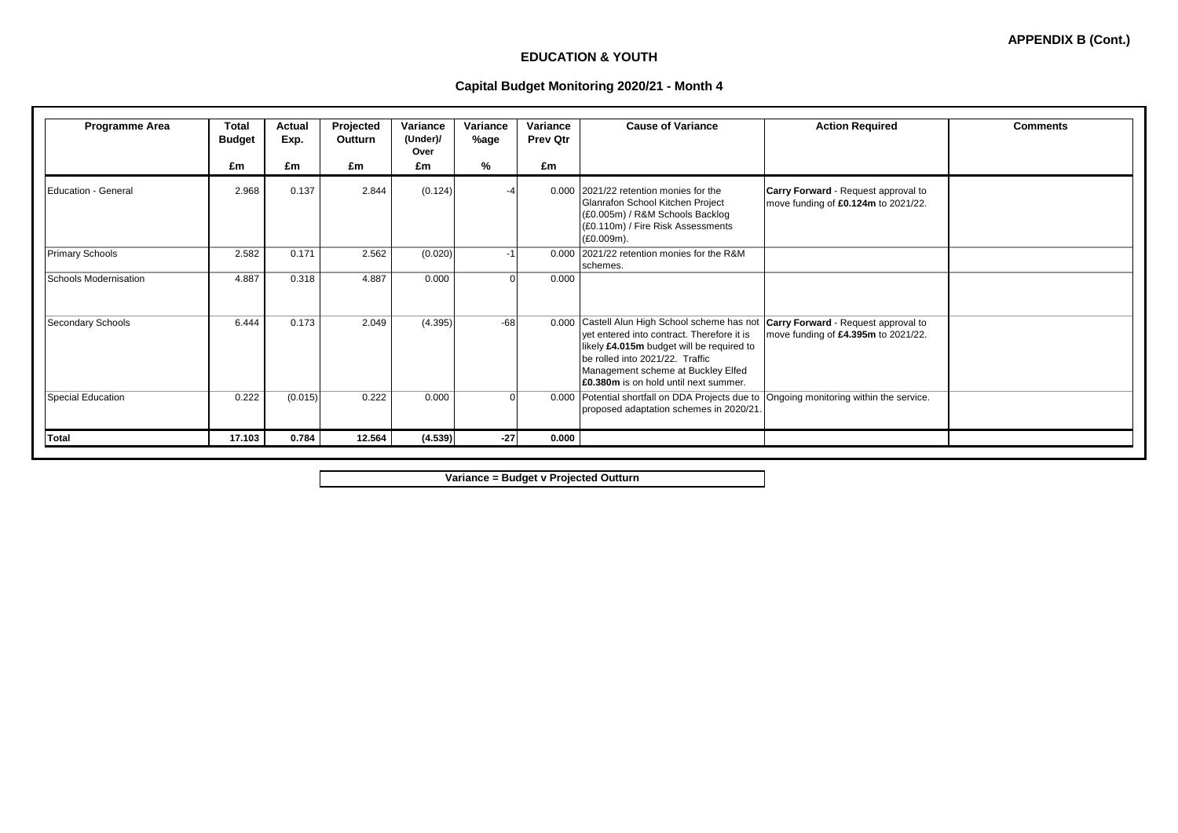**APPENDIX B (Cont.)**

## EDUCATION & YOUTH

### Capital Budget Monitoring 2020/21 - Month 4

| Programme Area | Total Budget | Actual Exp. | Projected Outturn | Variance (Under)/ Over | Variance %age | Variance Prev Qtr | Cause of Variance | Action Required | Comments |
|---|---|---|---|---|---|---|---|---|---|
| | £m | £m | £m | £m | % | £m | | | |
| Education - General | 2.968 | 0.137 | 2.844 | (0.124) | -4 | 0.000 | 2021/22 retention monies for the Glanrafon School Kitchen Project (£0.005m) / R&M Schools Backlog (£0.110m) / Fire Risk Assessments (£0.009m). | **Carry Forward** - Request approval to move funding of **£0.124m** to 2021/22. | |
| Primary Schools | 2.582 | 0.171 | 2.562 | (0.020) | -1 | 0.000 | 2021/22 retention monies for the R&M schemes. | | |
| Schools Modernisation | 4.887 | 0.318 | 4.887 | 0.000 | 0 | 0.000 | | | |
| Secondary Schools | 6.444 | 0.173 | 2.049 | (4.395) | -68 | 0.000 | Castell Alun High School scheme has not yet entered into contract. Therefore it is likely **£4.015m** budget will be required to be rolled into 2021/22. Traffic Management scheme at Buckley Elfed **£0.380m** is on hold until next summer. | **Carry Forward** - Request approval to move funding of **£4.395m** to 2021/22. | |
| Special Education | 0.222 | (0.015) | 0.222 | 0.000 | 0 | 0.000 | Potential shortfall on DDA Projects due to proposed adaptation schemes in 2020/21. | Ongoing monitoring within the service. | |
| **Total** | **17.103** | **0.784** | **12.564** | **(4.539)** | **-27** | **0.000** | | | |

**Variance = Budget v Projected Outturn**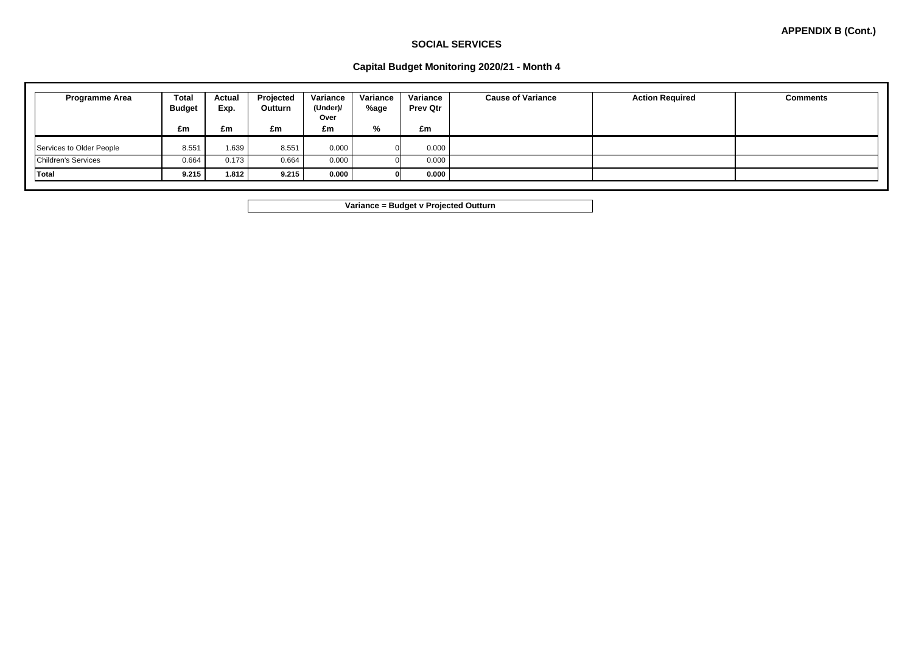**APPENDIX B (Cont.)**

## SOCIAL SERVICES

### Capital Budget Monitoring 2020/21 - Month 4

| Programme Area | Total Budget | Actual Exp. | Projected Outturn | Variance (Under)/ Over | Variance %age | Variance Prev Qtr | Cause of Variance | Action Required | Comments |
|---|---|---|---|---|---|---|---|---|---|
| | £m | £m | £m | £m | % | £m | | | |
| Services to Older People | 8.551 | 1.639 | 8.551 | 0.000 | 0 | 0.000 | | | |
| Children's Services | 0.664 | 0.173 | 0.664 | 0.000 | 0 | 0.000 | | | |
| **Total** | **9.215** | **1.812** | **9.215** | **0.000** | **0** | **0.000** | | | |

**Variance = Budget v Projected Outturn**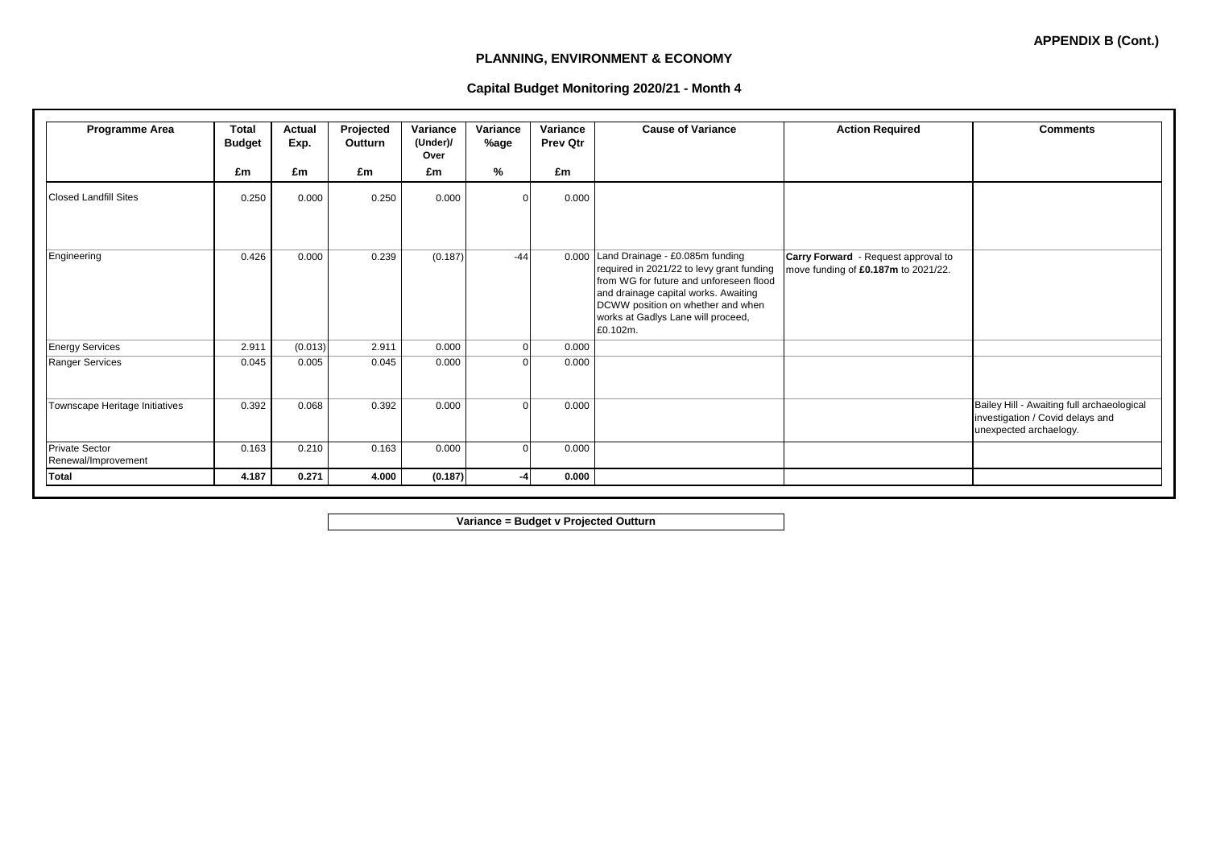**APPENDIX B (Cont.)**

## PLANNING, ENVIRONMENT & ECONOMY

### Capital Budget Monitoring 2020/21 - Month 4

| Programme Area | Total Budget | Actual Exp. | Projected Outturn | Variance (Under)/ Over | Variance %age | Variance Prev Qtr | Cause of Variance | Action Required | Comments |
|---|---|---|---|---|---|---|---|---|---|
| | £m | £m | £m | £m | % | £m | | | |
| Closed Landfill Sites | 0.250 | 0.000 | 0.250 | 0.000 | 0 | 0.000 | | | |
| Engineering | 0.426 | 0.000 | 0.239 | (0.187) | -44 | 0.000 | Land Drainage - £0.085m funding required in 2021/22 to levy grant funding from WG for future and unforeseen flood and drainage capital works. Awaiting DCWW position on whether and when works at Gadlys Lane will proceed, £0.102m. | **Carry Forward** - Request approval to move funding of **£0.187m** to 2021/22. | |
| Energy Services | 2.911 | (0.013) | 2.911 | 0.000 | 0 | 0.000 | | | |
| Ranger Services | 0.045 | 0.005 | 0.045 | 0.000 | 0 | 0.000 | | | |
| Townscape Heritage Initiatives | 0.392 | 0.068 | 0.392 | 0.000 | 0 | 0.000 | | | Bailey Hill - Awaiting full archaeological investigation / Covid delays and unexpected archaelogy. |
| Private Sector Renewal/Improvement | 0.163 | 0.210 | 0.163 | 0.000 | 0 | 0.000 | | | |
| **Total** | **4.187** | **0.271** | **4.000** | **(0.187)** | **-4** | **0.000** | | | |

**Variance = Budget v Projected Outturn**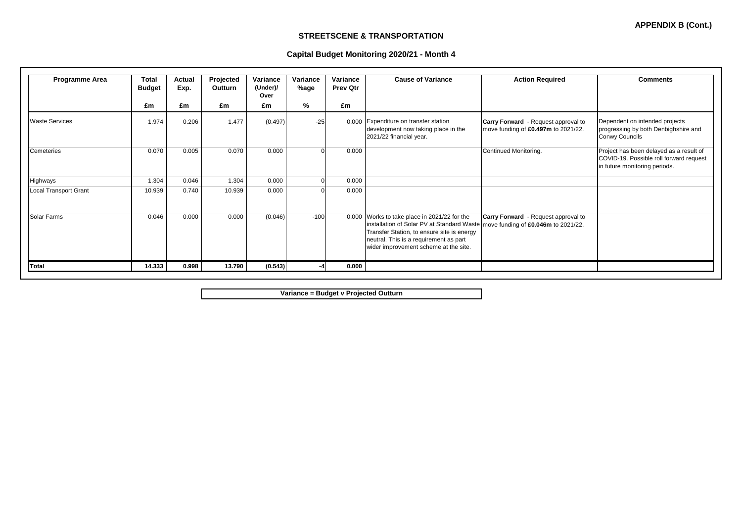**APPENDIX B (Cont.)**

## STREETSCENE & TRANSPORTATION

### Capital Budget Monitoring 2020/21 - Month 4

| Programme Area | Total Budget | Actual Exp. | Projected Outturn | Variance (Under)/ Over | Variance %age | Variance Prev Qtr | Cause of Variance | Action Required | Comments |
|---|---|---|---|---|---|---|---|---|---|
| | £m | £m | £m | £m | % | £m | | | |
| Waste Services | 1.974 | 0.206 | 1.477 | (0.497) | -25 | 0.000 | Expenditure on transfer station development now taking place in the 2021/22 financial year. | **Carry Forward** - Request approval to move funding of **£0.497m** to 2021/22. | Dependent on intended projects progressing by both Denbighshire and Conwy Councils |
| Cemeteries | 0.070 | 0.005 | 0.070 | 0.000 | 0 | 0.000 | | Continued Monitoring. | Project has been delayed as a result of COVID-19. Possible roll forward request in future monitoring periods. |
| Highways | 1.304 | 0.046 | 1.304 | 0.000 | 0 | 0.000 | | | |
| Local Transport Grant | 10.939 | 0.740 | 10.939 | 0.000 | 0 | 0.000 | | | |
| Solar Farms | 0.046 | 0.000 | 0.000 | (0.046) | -100 | 0.000 | Works to take place in 2021/22 for the installation of Solar PV at Standard Waste Transfer Station, to ensure site is energy neutral. This is a requirement as part wider improvement scheme at the site. | **Carry Forward** - Request approval to move funding of **£0.046m** to 2021/22. | |
| **Total** | **14.333** | **0.998** | **13.790** | **(0.543)** | **-4** | **0.000** | | | |

**Variance = Budget v Projected Outturn**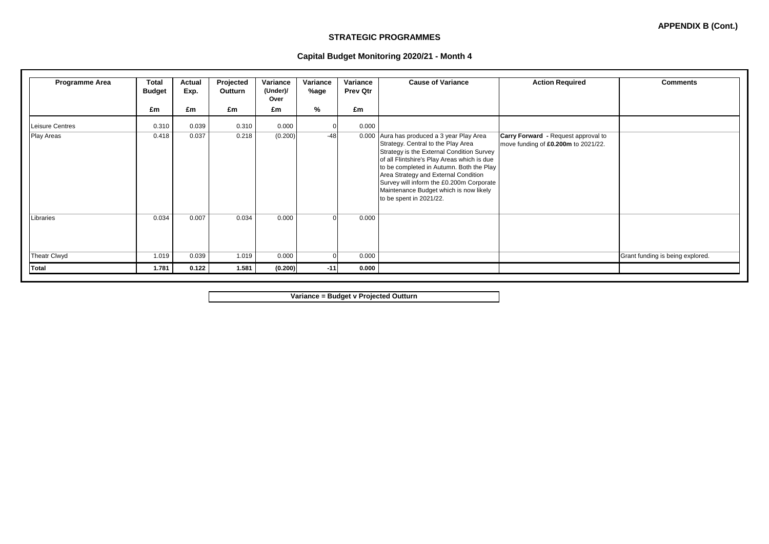**APPENDIX B (Cont.)**

## STRATEGIC PROGRAMMES

### Capital Budget Monitoring 2020/21 - Month 4

| Programme Area | Total Budget | Actual Exp. | Projected Outturn | Variance (Under)/ Over | Variance %age | Variance Prev Qtr | Cause of Variance | Action Required | Comments |
|---|---|---|---|---|---|---|---|---|---|
| | £m | £m | £m | £m | % | £m | | | |
| Leisure Centres | 0.310 | 0.039 | 0.310 | 0.000 | 0 | 0.000 | | | |
| Play Areas | 0.418 | 0.037 | 0.218 | (0.200) | -48 | 0.000 | Aura has produced a 3 year Play Area Strategy. Central to the Play Area Strategy is the External Condition Survey of all Flintshire's Play Areas which is due to be completed in Autumn. Both the Play Area Strategy and External Condition Survey will inform the £0.200m Corporate Maintenance Budget which is now likely to be spent in 2021/22. | **Carry Forward** - Request approval to move funding of **£0.200m** to 2021/22. | |
| Libraries | 0.034 | 0.007 | 0.034 | 0.000 | 0 | 0.000 | | | |
| Theatr Clwyd | 1.019 | 0.039 | 1.019 | 0.000 | 0 | 0.000 | | | Grant funding is being explored. |
| **Total** | **1.781** | **0.122** | **1.581** | **(0.200)** | **-11** | **0.000** | | | |

**Variance = Budget v Projected Outturn**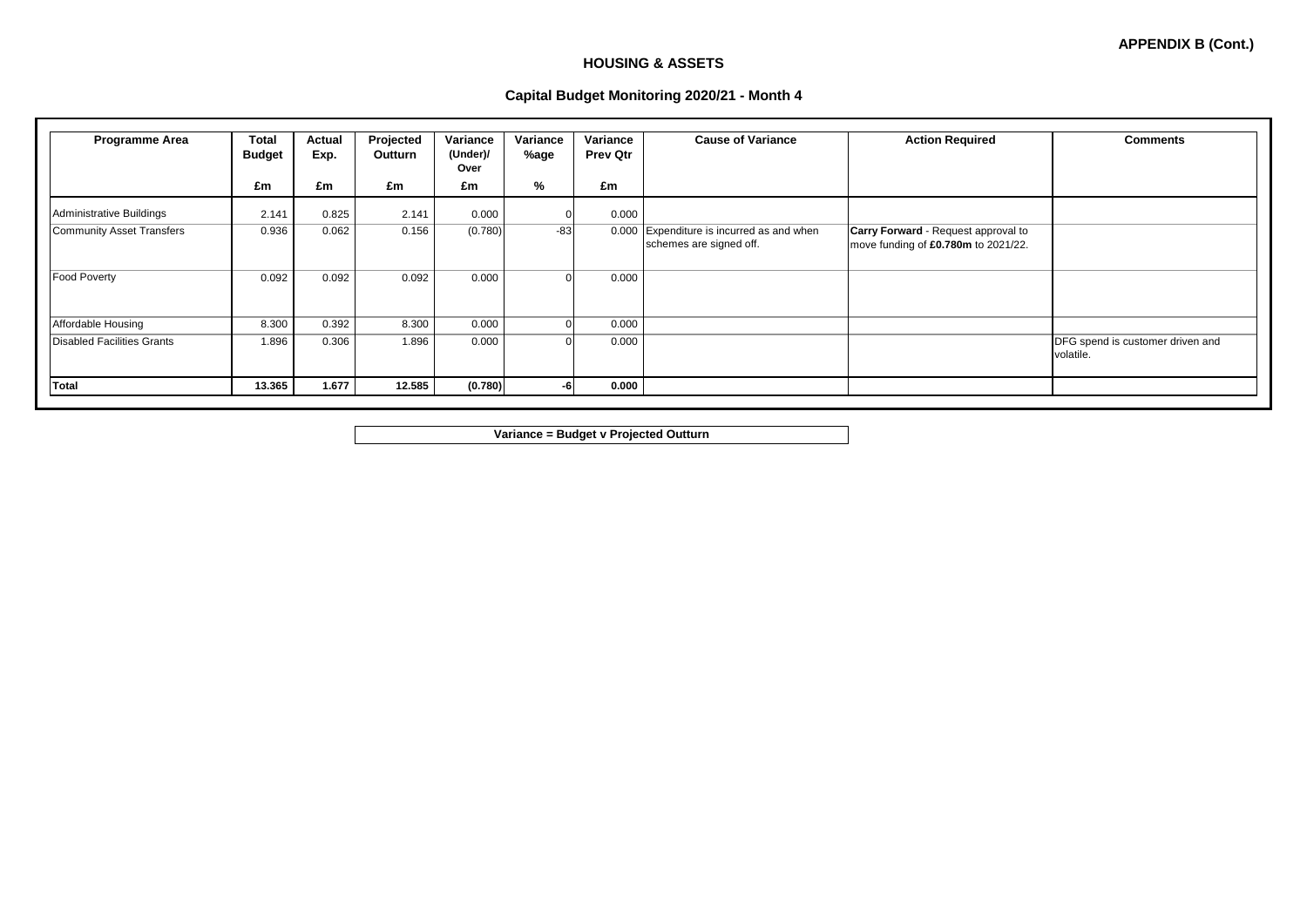**APPENDIX B (Cont.)**

# HOUSING & ASSETS

## Capital Budget Monitoring 2020/21 - Month 4

| Programme Area | Total Budget | Actual Exp. | Projected Outturn | Variance (Under)/ Over | Variance %age | Variance Prev Qtr | Cause of Variance | Action Required | Comments |
|---|---|---|---|---|---|---|---|---|---|
| | £m | £m | £m | £m | % | £m | | | |
| Administrative Buildings | 2.141 | 0.825 | 2.141 | 0.000 | 0 | 0.000 | | | |
| Community Asset Transfers | 0.936 | 0.062 | 0.156 | (0.780) | -83 | 0.000 | Expenditure is incurred as and when schemes are signed off. | **Carry Forward** - Request approval to move funding of **£0.780m** to 2021/22. | |
| Food Poverty | 0.092 | 0.092 | 0.092 | 0.000 | 0 | 0.000 | | | |
| Affordable Housing | 8.300 | 0.392 | 8.300 | 0.000 | 0 | 0.000 | | | |
| Disabled Facilities Grants | 1.896 | 0.306 | 1.896 | 0.000 | 0 | 0.000 | | | DFG spend is customer driven and volatile. |
| **Total** | **13.365** | **1.677** | **12.585** | **(0.780)** | **-6** | **0.000** | | | |

**Variance = Budget v Projected Outturn**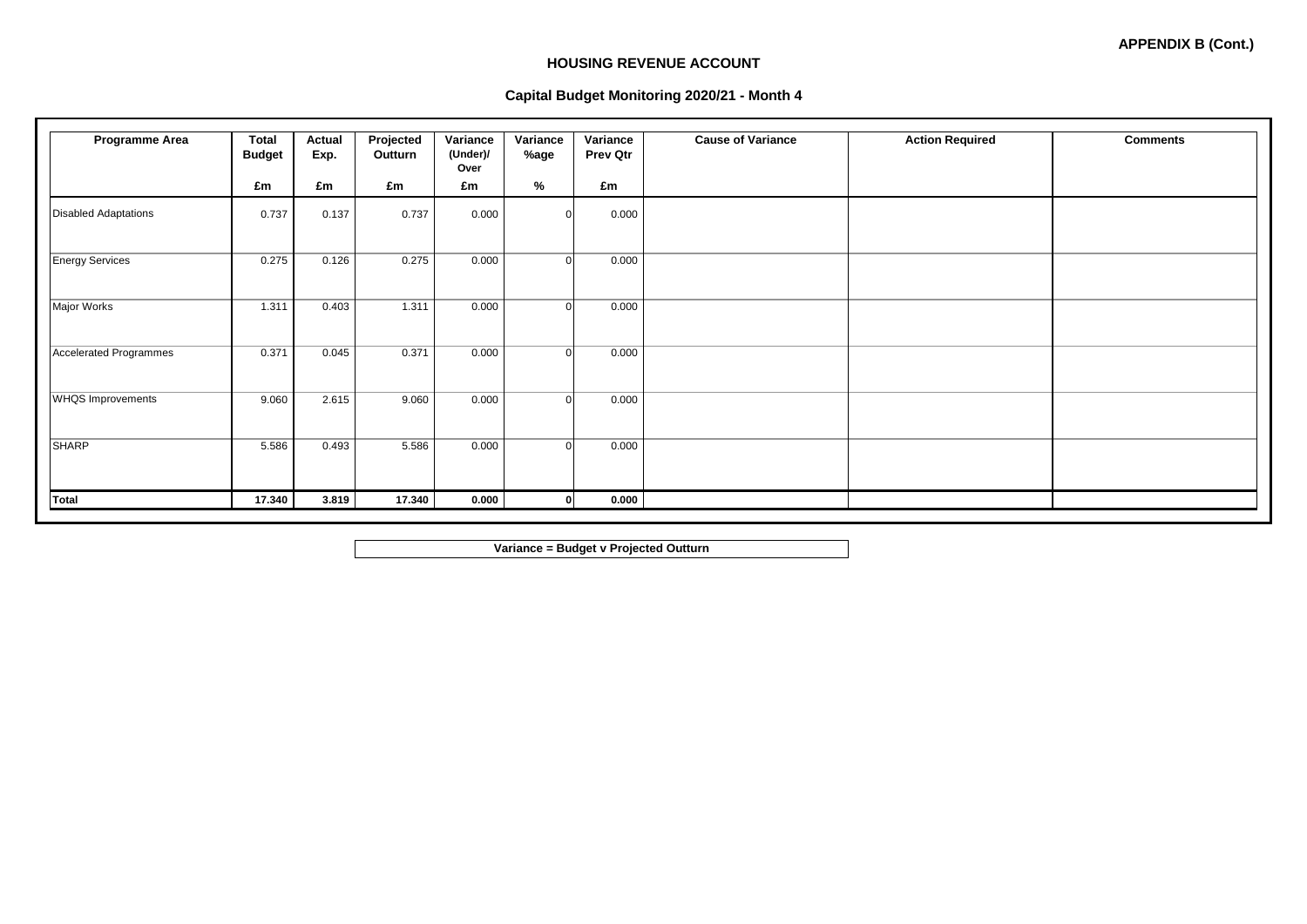**APPENDIX B (Cont.)**

## HOUSING REVENUE ACCOUNT

### Capital Budget Monitoring 2020/21 - Month 4

| Programme Area | Total Budget | Actual Exp. | Projected Outturn | Variance (Under)/ Over | Variance %age | Variance Prev Qtr | Cause of Variance | Action Required | Comments |
|---|---|---|---|---|---|---|---|---|---|
| | £m | £m | £m | £m | % | £m | | | |
| Disabled Adaptations | 0.737 | 0.137 | 0.737 | 0.000 | 0 | 0.000 | | | |
| Energy Services | 0.275 | 0.126 | 0.275 | 0.000 | 0 | 0.000 | | | |
| Major Works | 1.311 | 0.403 | 1.311 | 0.000 | 0 | 0.000 | | | |
| Accelerated Programmes | 0.371 | 0.045 | 0.371 | 0.000 | 0 | 0.000 | | | |
| WHQS Improvements | 9.060 | 2.615 | 9.060 | 0.000 | 0 | 0.000 | | | |
| SHARP | 5.586 | 0.493 | 5.586 | 0.000 | 0 | 0.000 | | | |
| **Total** | **17.340** | **3.819** | **17.340** | **0.000** | **0** | **0.000** | | | |

**Variance = Budget v Projected Outturn**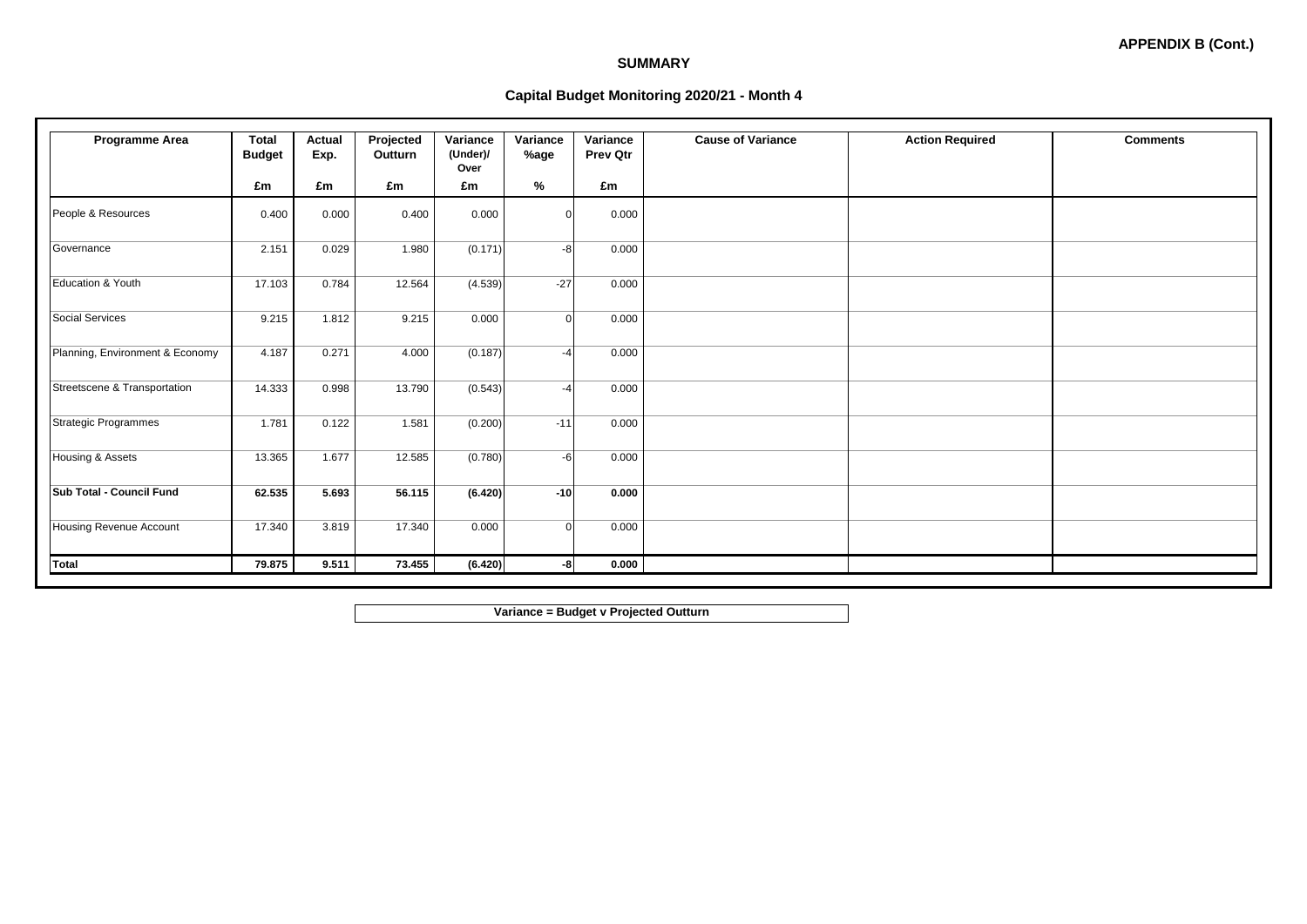**APPENDIX B (Cont.)**

## SUMMARY

### Capital Budget Monitoring 2020/21 - Month 4

| Programme Area | Total Budget | Actual Exp. | Projected Outturn | Variance (Under)/ Over | Variance %age | Variance Prev Qtr | Cause of Variance | Action Required | Comments |
|---|---|---|---|---|---|---|---|---|---|
| | £m | £m | £m | £m | % | £m | | | |
| People & Resources | 0.400 | 0.000 | 0.400 | 0.000 | 0 | 0.000 | | | |
| Governance | 2.151 | 0.029 | 1.980 | (0.171) | -8 | 0.000 | | | |
| Education & Youth | 17.103 | 0.784 | 12.564 | (4.539) | -27 | 0.000 | | | |
| Social Services | 9.215 | 1.812 | 9.215 | 0.000 | 0 | 0.000 | | | |
| Planning, Environment & Economy | 4.187 | 0.271 | 4.000 | (0.187) | -4 | 0.000 | | | |
| Streetscene & Transportation | 14.333 | 0.998 | 13.790 | (0.543) | -4 | 0.000 | | | |
| Strategic Programmes | 1.781 | 0.122 | 1.581 | (0.200) | -11 | 0.000 | | | |
| Housing & Assets | 13.365 | 1.677 | 12.585 | (0.780) | -6 | 0.000 | | | |
| **Sub Total - Council Fund** | **62.535** | **5.693** | **56.115** | **(6.420)** | **-10** | **0.000** | | | |
| Housing Revenue Account | 17.340 | 3.819 | 17.340 | 0.000 | 0 | 0.000 | | | |
| **Total** | **79.875** | **9.511** | **73.455** | **(6.420)** | **-8** | **0.000** | | | |

**Variance = Budget v Projected Outturn**